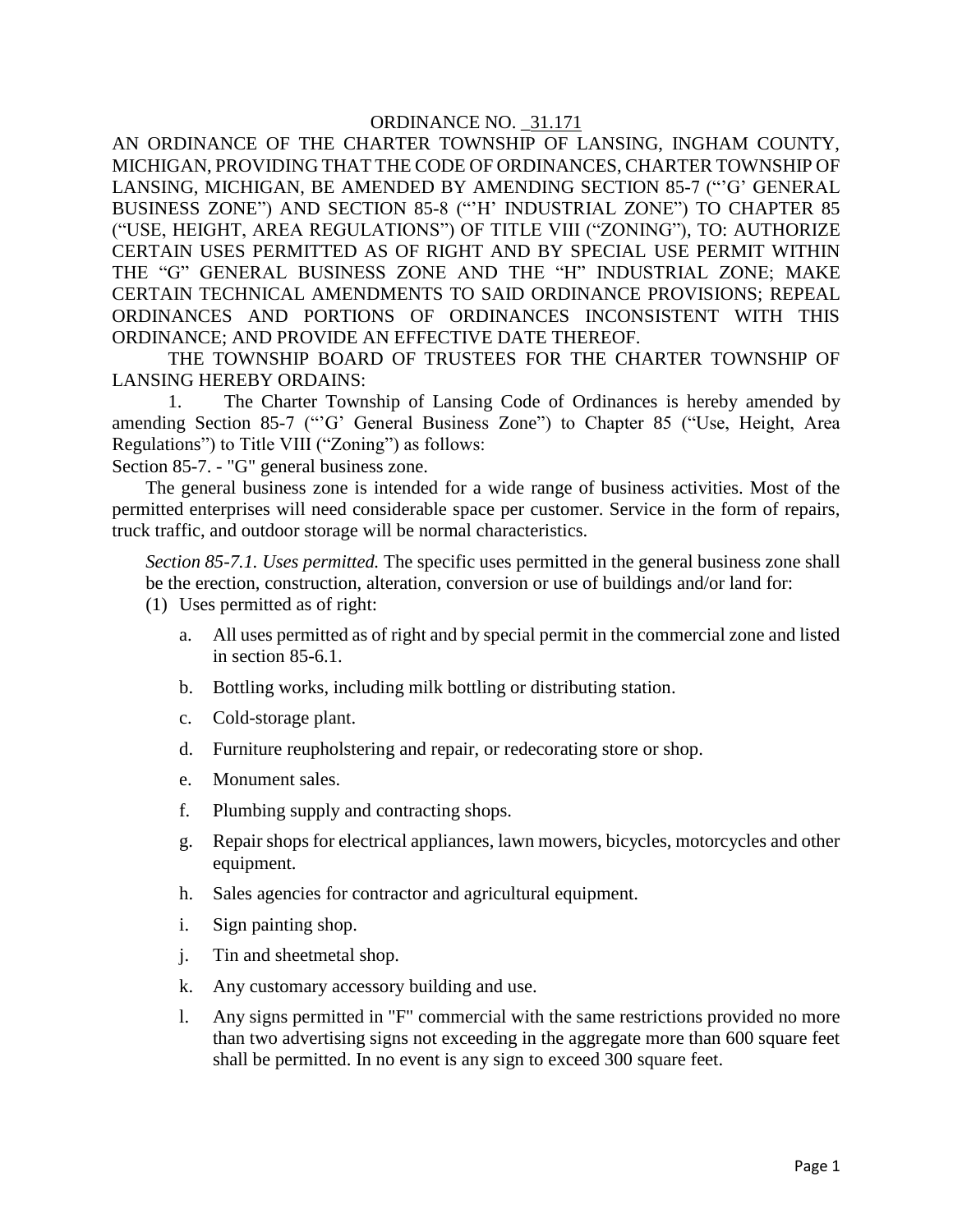ORDINANCE NO. _31.171

AN ORDINANCE OF THE CHARTER TOWNSHIP OF LANSING, INGHAM COUNTY, MICHIGAN, PROVIDING THAT THE CODE OF ORDINANCES, CHARTER TOWNSHIP OF LANSING, MICHIGAN, BE AMENDED BY AMENDING SECTION 85-7 ("'G' GENERAL BUSINESS ZONE") AND SECTION 85-8 ("'H' INDUSTRIAL ZONE") TO CHAPTER 85 ("USE, HEIGHT, AREA REGULATIONS") OF TITLE VIII ("ZONING"), TO: AUTHORIZE CERTAIN USES PERMITTED AS OF RIGHT AND BY SPECIAL USE PERMIT WITHIN THE "G" GENERAL BUSINESS ZONE AND THE "H" INDUSTRIAL ZONE; MAKE CERTAIN TECHNICAL AMENDMENTS TO SAID ORDINANCE PROVISIONS; REPEAL ORDINANCES AND PORTIONS OF ORDINANCES INCONSISTENT WITH THIS ORDINANCE; AND PROVIDE AN EFFECTIVE DATE THEREOF.

THE TOWNSHIP BOARD OF TRUSTEES FOR THE CHARTER TOWNSHIP OF LANSING HEREBY ORDAINS:

1. The Charter Township of Lansing Code of Ordinances is hereby amended by amending Section 85-7 ("'G' General Business Zone") to Chapter 85 ("Use, Height, Area Regulations") to Title VIII ("Zoning") as follows:

Section 85-7. - "G" general business zone.

The general business zone is intended for a wide range of business activities. Most of the permitted enterprises will need considerable space per customer. Service in the form of repairs, truck traffic, and outdoor storage will be normal characteristics.

*Section 85-7.1. Uses permitted.* The specific uses permitted in the general business zone shall be the erection, construction, alteration, conversion or use of buildings and/or land for:

(1) Uses permitted as of right:

a. All uses permitted as of right and by special permit in the commercial zone and listed in section 85-6.1.

b. Bottling works, including milk bottling or distributing station.

c. Cold-storage plant.

d. Furniture reupholstering and repair, or redecorating store or shop.

e. Monument sales.

f. Plumbing supply and contracting shops.

g. Repair shops for electrical appliances, lawn mowers, bicycles, motorcycles and other equipment.

h. Sales agencies for contractor and agricultural equipment.

i. Sign painting shop.

j. Tin and sheetmetal shop.

k. Any customary accessory building and use.

l. Any signs permitted in "F" commercial with the same restrictions provided no more than two advertising signs not exceeding in the aggregate more than 600 square feet shall be permitted. In no event is any sign to exceed 300 square feet.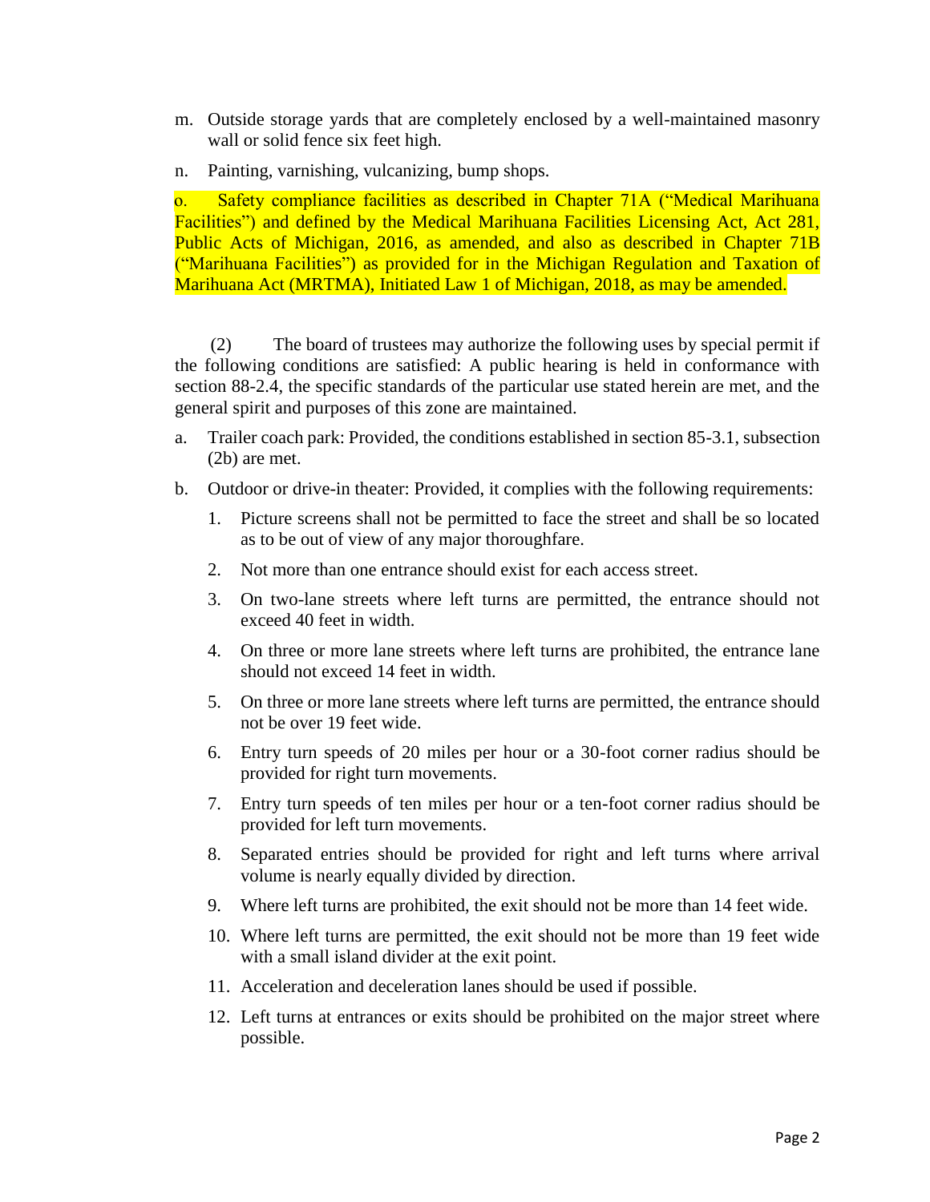m. Outside storage yards that are completely enclosed by a well-maintained masonry wall or solid fence six feet high.

n. Painting, varnishing, vulcanizing, bump shops.

o. Safety compliance facilities as described in Chapter 71A ("Medical Marihuana Facilities") and defined by the Medical Marihuana Facilities Licensing Act, Act 281, Public Acts of Michigan, 2016, as amended, and also as described in Chapter 71B ("Marihuana Facilities") as provided for in the Michigan Regulation and Taxation of Marihuana Act (MRTMA), Initiated Law 1 of Michigan, 2018, as may be amended.

(2) The board of trustees may authorize the following uses by special permit if the following conditions are satisfied: A public hearing is held in conformance with section 88-2.4, the specific standards of the particular use stated herein are met, and the general spirit and purposes of this zone are maintained.

a. Trailer coach park: Provided, the conditions established in section 85-3.1, subsection (2b) are met.

b. Outdoor or drive-in theater: Provided, it complies with the following requirements:

   1. Picture screens shall not be permitted to face the street and shall be so located as to be out of view of any major thoroughfare.
   2. Not more than one entrance should exist for each access street.
   3. On two-lane streets where left turns are permitted, the entrance should not exceed 40 feet in width.
   4. On three or more lane streets where left turns are prohibited, the entrance lane should not exceed 14 feet in width.
   5. On three or more lane streets where left turns are permitted, the entrance should not be over 19 feet wide.
   6. Entry turn speeds of 20 miles per hour or a 30-foot corner radius should be provided for right turn movements.
   7. Entry turn speeds of ten miles per hour or a ten-foot corner radius should be provided for left turn movements.
   8. Separated entries should be provided for right and left turns where arrival volume is nearly equally divided by direction.
   9. Where left turns are prohibited, the exit should not be more than 14 feet wide.
   10. Where left turns are permitted, the exit should not be more than 19 feet wide with a small island divider at the exit point.
   11. Acceleration and deceleration lanes should be used if possible.
   12. Left turns at entrances or exits should be prohibited on the major street where possible.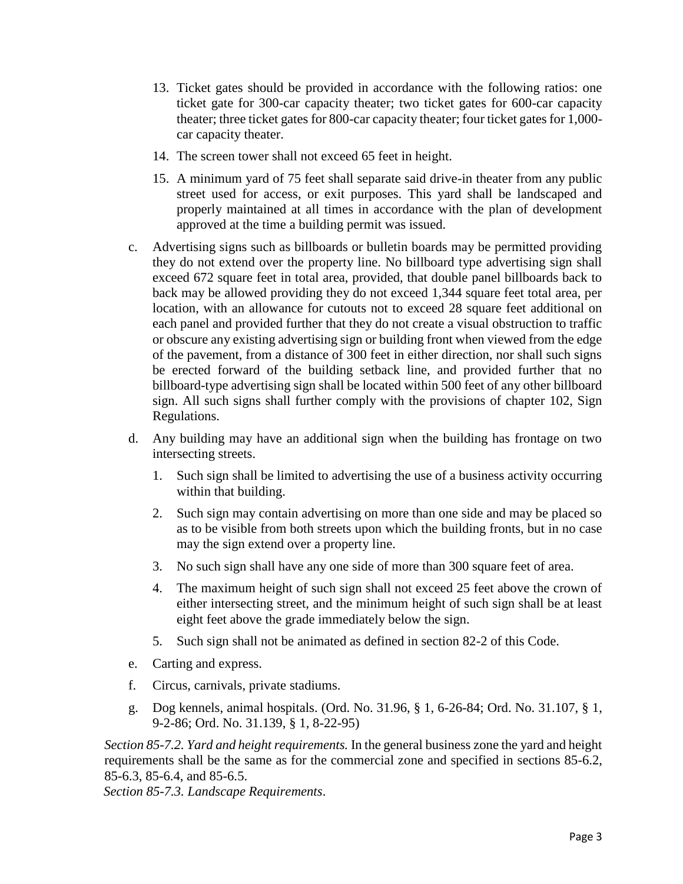13. Ticket gates should be provided in accordance with the following ratios: one ticket gate for 300-car capacity theater; two ticket gates for 600-car capacity theater; three ticket gates for 800-car capacity theater; four ticket gates for 1,000-car capacity theater.

14. The screen tower shall not exceed 65 feet in height.

15. A minimum yard of 75 feet shall separate said drive-in theater from any public street used for access, or exit purposes. This yard shall be landscaped and properly maintained at all times in accordance with the plan of development approved at the time a building permit was issued.

c. Advertising signs such as billboards or bulletin boards may be permitted providing they do not extend over the property line. No billboard type advertising sign shall exceed 672 square feet in total area, provided, that double panel billboards back to back may be allowed providing they do not exceed 1,344 square feet total area, per location, with an allowance for cutouts not to exceed 28 square feet additional on each panel and provided further that they do not create a visual obstruction to traffic or obscure any existing advertising sign or building front when viewed from the edge of the pavement, from a distance of 300 feet in either direction, nor shall such signs be erected forward of the building setback line, and provided further that no billboard-type advertising sign shall be located within 500 feet of any other billboard sign. All such signs shall further comply with the provisions of chapter 102, Sign Regulations.

d. Any building may have an additional sign when the building has frontage on two intersecting streets.

   1. Such sign shall be limited to advertising the use of a business activity occurring within that building.

   2. Such sign may contain advertising on more than one side and may be placed so as to be visible from both streets upon which the building fronts, but in no case may the sign extend over a property line.

   3. No such sign shall have any one side of more than 300 square feet of area.

   4. The maximum height of such sign shall not exceed 25 feet above the crown of either intersecting street, and the minimum height of such sign shall be at least eight feet above the grade immediately below the sign.

   5. Such sign shall not be animated as defined in section 82-2 of this Code.

e. Carting and express.

f. Circus, carnivals, private stadiums.

g. Dog kennels, animal hospitals. (Ord. No. 31.96, § 1, 6-26-84; Ord. No. 31.107, § 1, 9-2-86; Ord. No. 31.139, § 1, 8-22-95)

*Section 85-7.2. Yard and height requirements.* In the general business zone the yard and height requirements shall be the same as for the commercial zone and specified in sections 85-6.2, 85-6.3, 85-6.4, and 85-6.5.

*Section 85-7.3. Landscape Requirements*.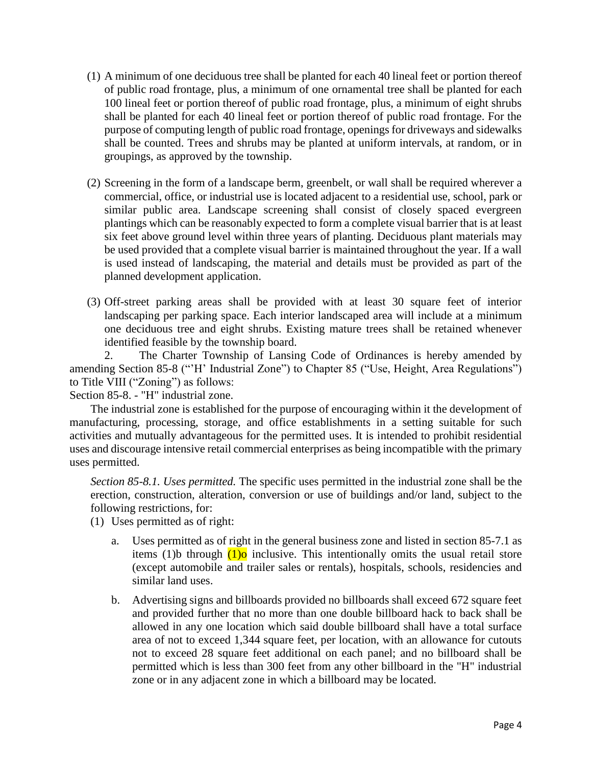(1) A minimum of one deciduous tree shall be planted for each 40 lineal feet or portion thereof of public road frontage, plus, a minimum of one ornamental tree shall be planted for each 100 lineal feet or portion thereof of public road frontage, plus, a minimum of eight shrubs shall be planted for each 40 lineal feet or portion thereof of public road frontage. For the purpose of computing length of public road frontage, openings for driveways and sidewalks shall be counted. Trees and shrubs may be planted at uniform intervals, at random, or in groupings, as approved by the township.

(2) Screening in the form of a landscape berm, greenbelt, or wall shall be required wherever a commercial, office, or industrial use is located adjacent to a residential use, school, park or similar public area. Landscape screening shall consist of closely spaced evergreen plantings which can be reasonably expected to form a complete visual barrier that is at least six feet above ground level within three years of planting. Deciduous plant materials may be used provided that a complete visual barrier is maintained throughout the year. If a wall is used instead of landscaping, the material and details must be provided as part of the planned development application.

(3) Off-street parking areas shall be provided with at least 30 square feet of interior landscaping per parking space. Each interior landscaped area will include at a minimum one deciduous tree and eight shrubs. Existing mature trees shall be retained whenever identified feasible by the township board.

2. The Charter Township of Lansing Code of Ordinances is hereby amended by amending Section 85-8 ("'H' Industrial Zone") to Chapter 85 ("Use, Height, Area Regulations") to Title VIII ("Zoning") as follows:

Section 85-8. - "H" industrial zone.

The industrial zone is established for the purpose of encouraging within it the development of manufacturing, processing, storage, and office establishments in a setting suitable for such activities and mutually advantageous for the permitted uses. It is intended to prohibit residential uses and discourage intensive retail commercial enterprises as being incompatible with the primary uses permitted.

*Section 85-8.1. Uses permitted.* The specific uses permitted in the industrial zone shall be the erection, construction, alteration, conversion or use of buildings and/or land, subject to the following restrictions, for:

(1) Uses permitted as of right:

a. Uses permitted as of right in the general business zone and listed in section 85-7.1 as items (1)b through (1)o inclusive. This intentionally omits the usual retail store (except automobile and trailer sales or rentals), hospitals, schools, residencies and similar land uses.

b. Advertising signs and billboards provided no billboards shall exceed 672 square feet and provided further that no more than one double billboard hack to back shall be allowed in any one location which said double billboard shall have a total surface area of not to exceed 1,344 square feet, per location, with an allowance for cutouts not to exceed 28 square feet additional on each panel; and no billboard shall be permitted which is less than 300 feet from any other billboard in the "H" industrial zone or in any adjacent zone in which a billboard may be located.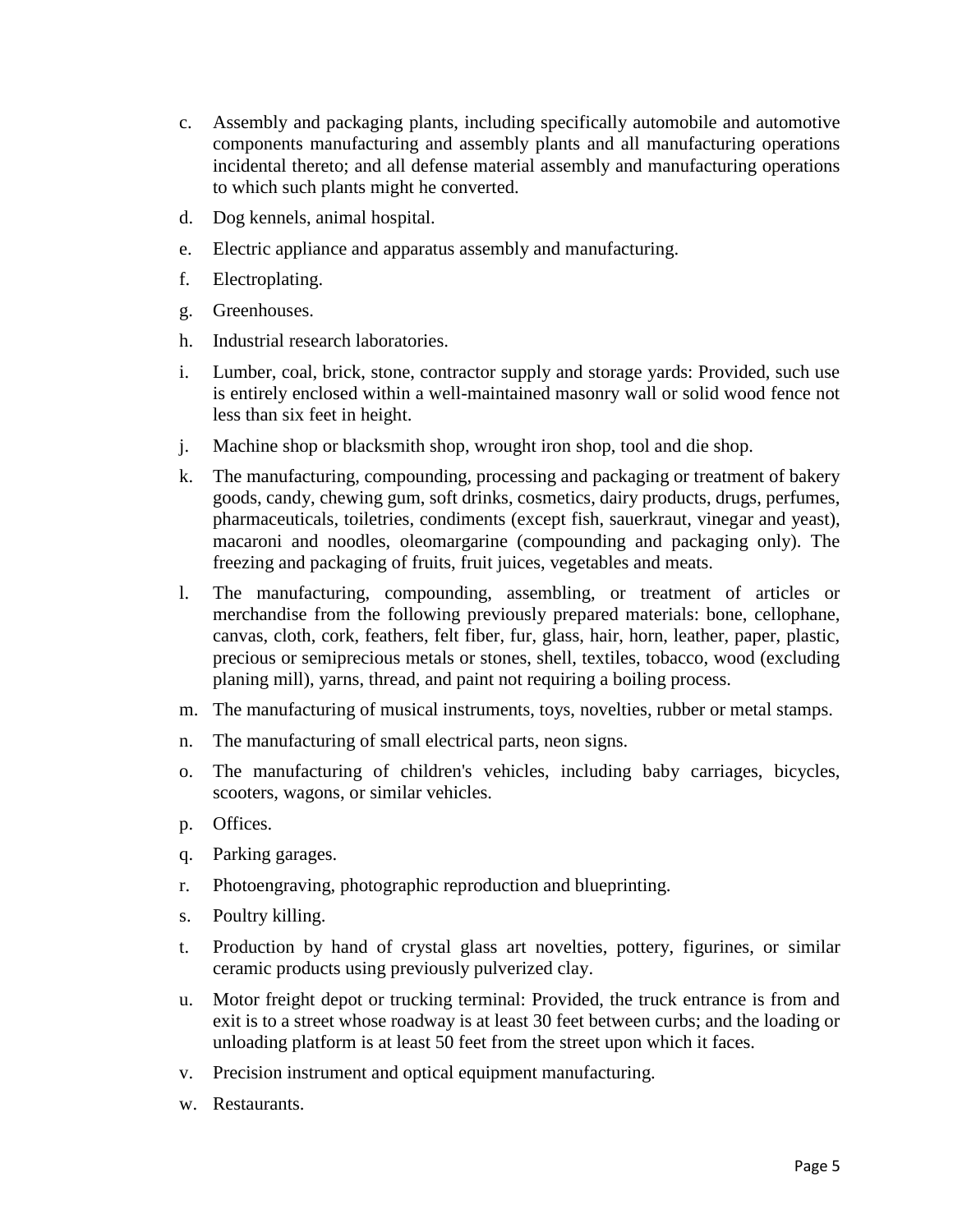c. Assembly and packaging plants, including specifically automobile and automotive components manufacturing and assembly plants and all manufacturing operations incidental thereto; and all defense material assembly and manufacturing operations to which such plants might he converted.

d. Dog kennels, animal hospital.

e. Electric appliance and apparatus assembly and manufacturing.

f. Electroplating.

g. Greenhouses.

h. Industrial research laboratories.

i. Lumber, coal, brick, stone, contractor supply and storage yards: Provided, such use is entirely enclosed within a well-maintained masonry wall or solid wood fence not less than six feet in height.

j. Machine shop or blacksmith shop, wrought iron shop, tool and die shop.

k. The manufacturing, compounding, processing and packaging or treatment of bakery goods, candy, chewing gum, soft drinks, cosmetics, dairy products, drugs, perfumes, pharmaceuticals, toiletries, condiments (except fish, sauerkraut, vinegar and yeast), macaroni and noodles, oleomargarine (compounding and packaging only). The freezing and packaging of fruits, fruit juices, vegetables and meats.

l. The manufacturing, compounding, assembling, or treatment of articles or merchandise from the following previously prepared materials: bone, cellophane, canvas, cloth, cork, feathers, felt fiber, fur, glass, hair, horn, leather, paper, plastic, precious or semiprecious metals or stones, shell, textiles, tobacco, wood (excluding planing mill), yarns, thread, and paint not requiring a boiling process.

m. The manufacturing of musical instruments, toys, novelties, rubber or metal stamps.

n. The manufacturing of small electrical parts, neon signs.

o. The manufacturing of children's vehicles, including baby carriages, bicycles, scooters, wagons, or similar vehicles.

p. Offices.

q. Parking garages.

r. Photoengraving, photographic reproduction and blueprinting.

s. Poultry killing.

t. Production by hand of crystal glass art novelties, pottery, figurines, or similar ceramic products using previously pulverized clay.

u. Motor freight depot or trucking terminal: Provided, the truck entrance is from and exit is to a street whose roadway is at least 30 feet between curbs; and the loading or unloading platform is at least 50 feet from the street upon which it faces.

v. Precision instrument and optical equipment manufacturing.

w. Restaurants.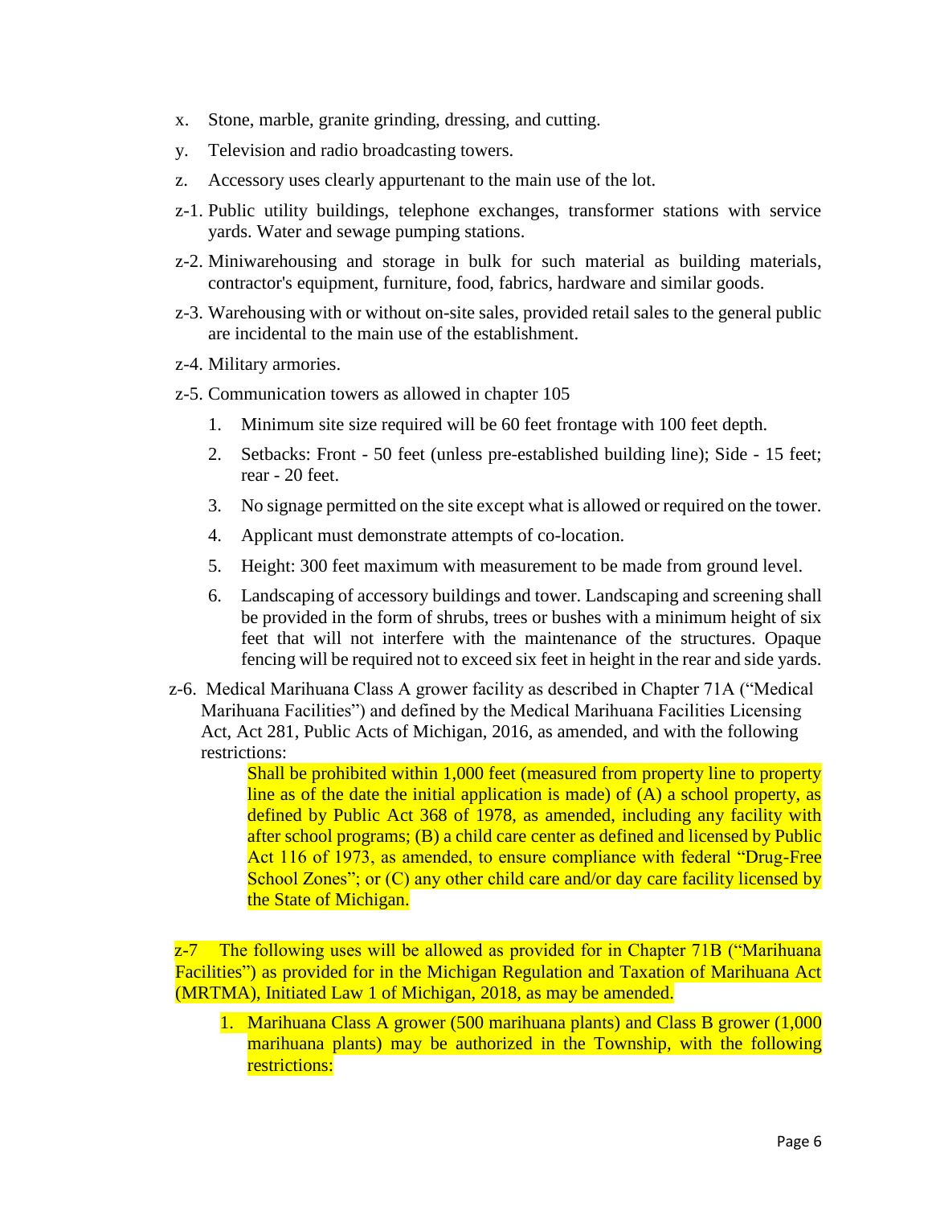x. Stone, marble, granite grinding, dressing, and cutting.

y. Television and radio broadcasting towers.

z. Accessory uses clearly appurtenant to the main use of the lot.

z-1. Public utility buildings, telephone exchanges, transformer stations with service yards. Water and sewage pumping stations.

z-2. Miniwarehousing and storage in bulk for such material as building materials, contractor's equipment, furniture, food, fabrics, hardware and similar goods.

z-3. Warehousing with or without on-site sales, provided retail sales to the general public are incidental to the main use of the establishment.

z-4. Military armories.

z-5. Communication towers as allowed in chapter 105

1. Minimum site size required will be 60 feet frontage with 100 feet depth.
2. Setbacks: Front - 50 feet (unless pre-established building line); Side - 15 feet; rear - 20 feet.
3. No signage permitted on the site except what is allowed or required on the tower.
4. Applicant must demonstrate attempts of co-location.
5. Height: 300 feet maximum with measurement to be made from ground level.
6. Landscaping of accessory buildings and tower. Landscaping and screening shall be provided in the form of shrubs, trees or bushes with a minimum height of six feet that will not interfere with the maintenance of the structures. Opaque fencing will be required not to exceed six feet in height in the rear and side yards.

z-6. Medical Marihuana Class A grower facility as described in Chapter 71A ("Medical Marihuana Facilities") and defined by the Medical Marihuana Facilities Licensing Act, Act 281, Public Acts of Michigan, 2016, as amended, and with the following restrictions:

Shall be prohibited within 1,000 feet (measured from property line to property line as of the date the initial application is made) of (A) a school property, as defined by Public Act 368 of 1978, as amended, including any facility with after school programs; (B) a child care center as defined and licensed by Public Act 116 of 1973, as amended, to ensure compliance with federal "Drug-Free School Zones"; or (C) any other child care and/or day care facility licensed by the State of Michigan.

z-7 The following uses will be allowed as provided for in Chapter 71B ("Marihuana Facilities") as provided for in the Michigan Regulation and Taxation of Marihuana Act (MRTMA), Initiated Law 1 of Michigan, 2018, as may be amended.

1. Marihuana Class A grower (500 marihuana plants) and Class B grower (1,000 marihuana plants) may be authorized in the Township, with the following restrictions: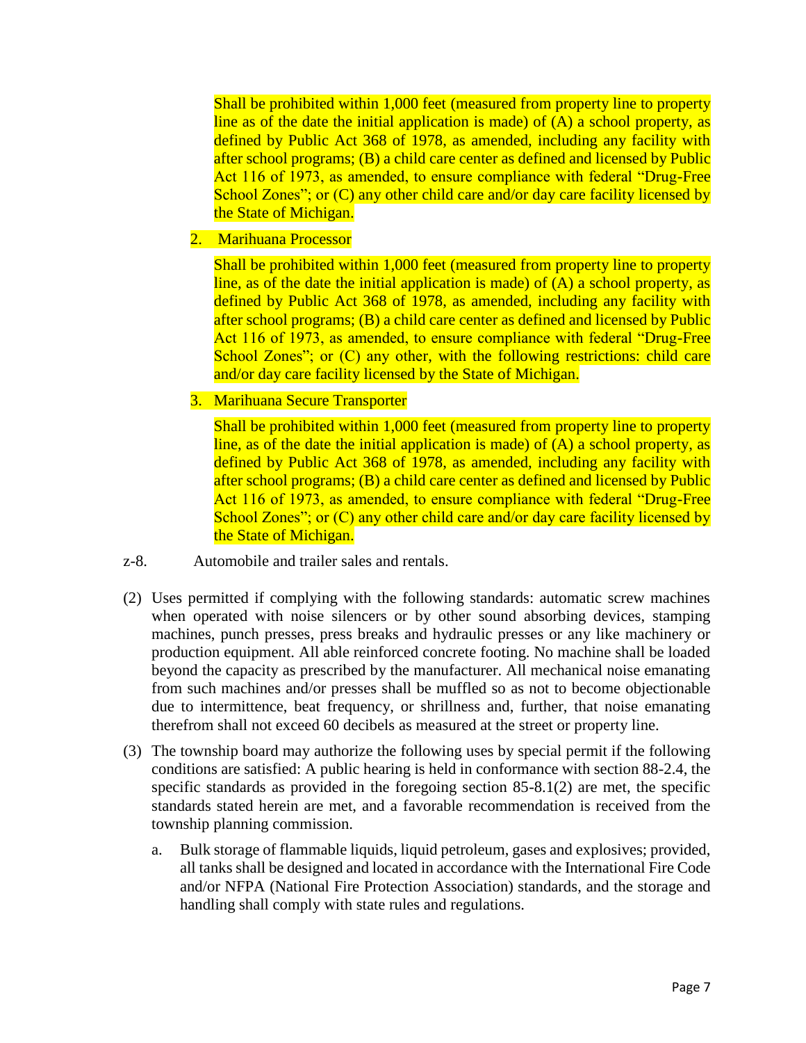Shall be prohibited within 1,000 feet (measured from property line to property line as of the date the initial application is made) of (A) a school property, as defined by Public Act 368 of 1978, as amended, including any facility with after school programs; (B) a child care center as defined and licensed by Public Act 116 of 1973, as amended, to ensure compliance with federal "Drug-Free School Zones"; or (C) any other child care and/or day care facility licensed by the State of Michigan.

2. Marihuana Processor

   Shall be prohibited within 1,000 feet (measured from property line to property line, as of the date the initial application is made) of (A) a school property, as defined by Public Act 368 of 1978, as amended, including any facility with after school programs; (B) a child care center as defined and licensed by Public Act 116 of 1973, as amended, to ensure compliance with federal "Drug-Free School Zones"; or (C) any other, with the following restrictions: child care and/or day care facility licensed by the State of Michigan.

3. Marihuana Secure Transporter

   Shall be prohibited within 1,000 feet (measured from property line to property line, as of the date the initial application is made) of (A) a school property, as defined by Public Act 368 of 1978, as amended, including any facility with after school programs; (B) a child care center as defined and licensed by Public Act 116 of 1973, as amended, to ensure compliance with federal "Drug-Free School Zones"; or (C) any other child care and/or day care facility licensed by the State of Michigan.

z-8. Automobile and trailer sales and rentals.

(2) Uses permitted if complying with the following standards: automatic screw machines when operated with noise silencers or by other sound absorbing devices, stamping machines, punch presses, press breaks and hydraulic presses or any like machinery or production equipment. All able reinforced concrete footing. No machine shall be loaded beyond the capacity as prescribed by the manufacturer. All mechanical noise emanating from such machines and/or presses shall be muffled so as not to become objectionable due to intermittence, beat frequency, or shrillness and, further, that noise emanating therefrom shall not exceed 60 decibels as measured at the street or property line.

(3) The township board may authorize the following uses by special permit if the following conditions are satisfied: A public hearing is held in conformance with section 88-2.4, the specific standards as provided in the foregoing section 85-8.1(2) are met, the specific standards stated herein are met, and a favorable recommendation is received from the township planning commission.

   a. Bulk storage of flammable liquids, liquid petroleum, gases and explosives; provided, all tanks shall be designed and located in accordance with the International Fire Code and/or NFPA (National Fire Protection Association) standards, and the storage and handling shall comply with state rules and regulations.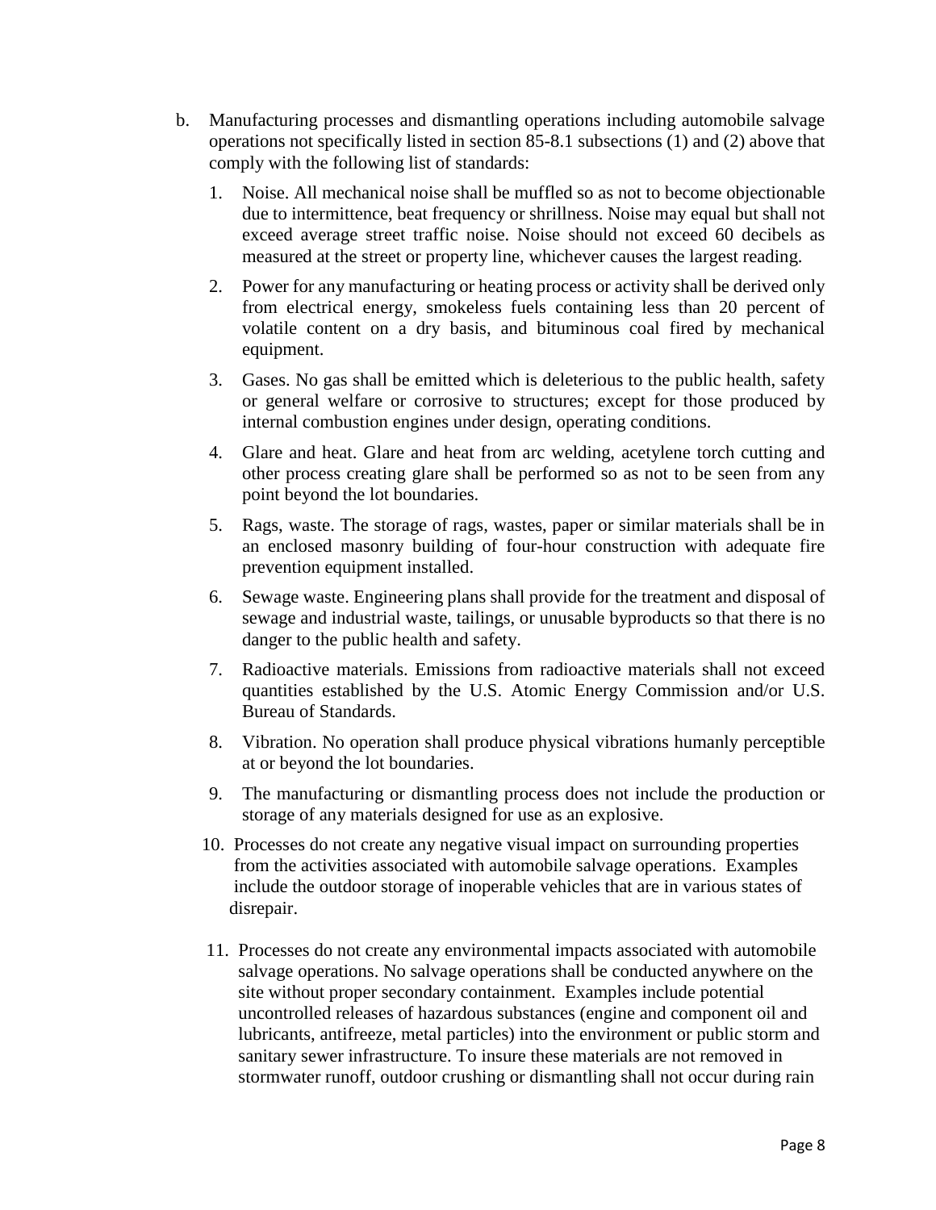b. Manufacturing processes and dismantling operations including automobile salvage operations not specifically listed in section 85-8.1 subsections (1) and (2) above that comply with the following list of standards:

   1. Noise. All mechanical noise shall be muffled so as not to become objectionable due to intermittence, beat frequency or shrillness. Noise may equal but shall not exceed average street traffic noise. Noise should not exceed 60 decibels as measured at the street or property line, whichever causes the largest reading.

   2. Power for any manufacturing or heating process or activity shall be derived only from electrical energy, smokeless fuels containing less than 20 percent of volatile content on a dry basis, and bituminous coal fired by mechanical equipment.

   3. Gases. No gas shall be emitted which is deleterious to the public health, safety or general welfare or corrosive to structures; except for those produced by internal combustion engines under design, operating conditions.

   4. Glare and heat. Glare and heat from arc welding, acetylene torch cutting and other process creating glare shall be performed so as not to be seen from any point beyond the lot boundaries.

   5. Rags, waste. The storage of rags, wastes, paper or similar materials shall be in an enclosed masonry building of four-hour construction with adequate fire prevention equipment installed.

   6. Sewage waste. Engineering plans shall provide for the treatment and disposal of sewage and industrial waste, tailings, or unusable byproducts so that there is no danger to the public health and safety.

   7. Radioactive materials. Emissions from radioactive materials shall not exceed quantities established by the U.S. Atomic Energy Commission and/or U.S. Bureau of Standards.

   8. Vibration. No operation shall produce physical vibrations humanly perceptible at or beyond the lot boundaries.

   9. The manufacturing or dismantling process does not include the production or storage of any materials designed for use as an explosive.

   10. Processes do not create any negative visual impact on surrounding properties from the activities associated with automobile salvage operations. Examples include the outdoor storage of inoperable vehicles that are in various states of disrepair.

   11. Processes do not create any environmental impacts associated with automobile salvage operations. No salvage operations shall be conducted anywhere on the site without proper secondary containment. Examples include potential uncontrolled releases of hazardous substances (engine and component oil and lubricants, antifreeze, metal particles) into the environment or public storm and sanitary sewer infrastructure. To insure these materials are not removed in stormwater runoff, outdoor crushing or dismantling shall not occur during rain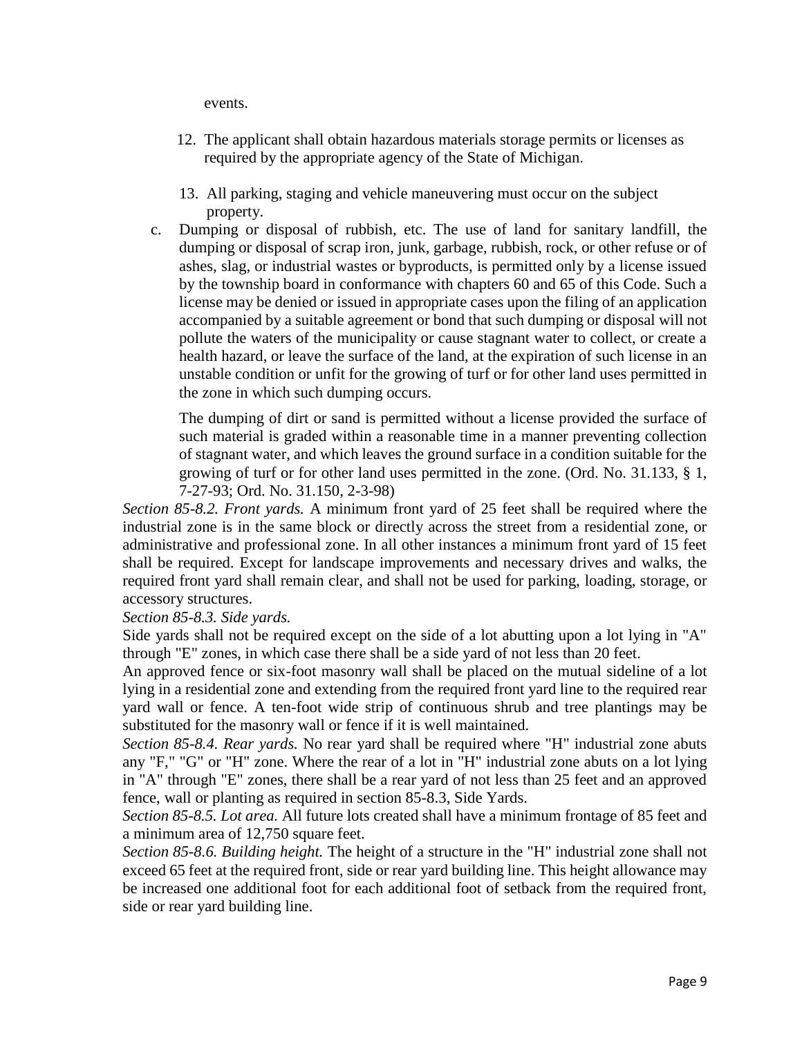events.

12. The applicant shall obtain hazardous materials storage permits or licenses as required by the appropriate agency of the State of Michigan.

13. All parking, staging and vehicle maneuvering must occur on the subject property.

c. Dumping or disposal of rubbish, etc. The use of land for sanitary landfill, the dumping or disposal of scrap iron, junk, garbage, rubbish, rock, or other refuse or of ashes, slag, or industrial wastes or byproducts, is permitted only by a license issued by the township board in conformance with chapters 60 and 65 of this Code. Such a license may be denied or issued in appropriate cases upon the filing of an application accompanied by a suitable agreement or bond that such dumping or disposal will not pollute the waters of the municipality or cause stagnant water to collect, or create a health hazard, or leave the surface of the land, at the expiration of such license in an unstable condition or unfit for the growing of turf or for other land uses permitted in the zone in which such dumping occurs.

   The dumping of dirt or sand is permitted without a license provided the surface of such material is graded within a reasonable time in a manner preventing collection of stagnant water, and which leaves the ground surface in a condition suitable for the growing of turf or for other land uses permitted in the zone. (Ord. No. 31.133, § 1, 7-27-93; Ord. No. 31.150, 2-3-98)

*Section 85-8.2. Front yards.* A minimum front yard of 25 feet shall be required where the industrial zone is in the same block or directly across the street from a residential zone, or administrative and professional zone. In all other instances a minimum front yard of 15 feet shall be required. Except for landscape improvements and necessary drives and walks, the required front yard shall remain clear, and shall not be used for parking, loading, storage, or accessory structures.

*Section 85-8.3. Side yards.*

Side yards shall not be required except on the side of a lot abutting upon a lot lying in "A" through "E" zones, in which case there shall be a side yard of not less than 20 feet.

An approved fence or six-foot masonry wall shall be placed on the mutual sideline of a lot lying in a residential zone and extending from the required front yard line to the required rear yard wall or fence. A ten-foot wide strip of continuous shrub and tree plantings may be substituted for the masonry wall or fence if it is well maintained.

*Section 85-8.4. Rear yards.* No rear yard shall be required where "H" industrial zone abuts any "F," "G" or "H" zone. Where the rear of a lot in "H" industrial zone abuts on a lot lying in "A" through "E" zones, there shall be a rear yard of not less than 25 feet and an approved fence, wall or planting as required in section 85-8.3, Side Yards.

*Section 85-8.5. Lot area.* All future lots created shall have a minimum frontage of 85 feet and a minimum area of 12,750 square feet.

*Section 85-8.6. Building height.* The height of a structure in the "H" industrial zone shall not exceed 65 feet at the required front, side or rear yard building line. This height allowance may be increased one additional foot for each additional foot of setback from the required front, side or rear yard building line.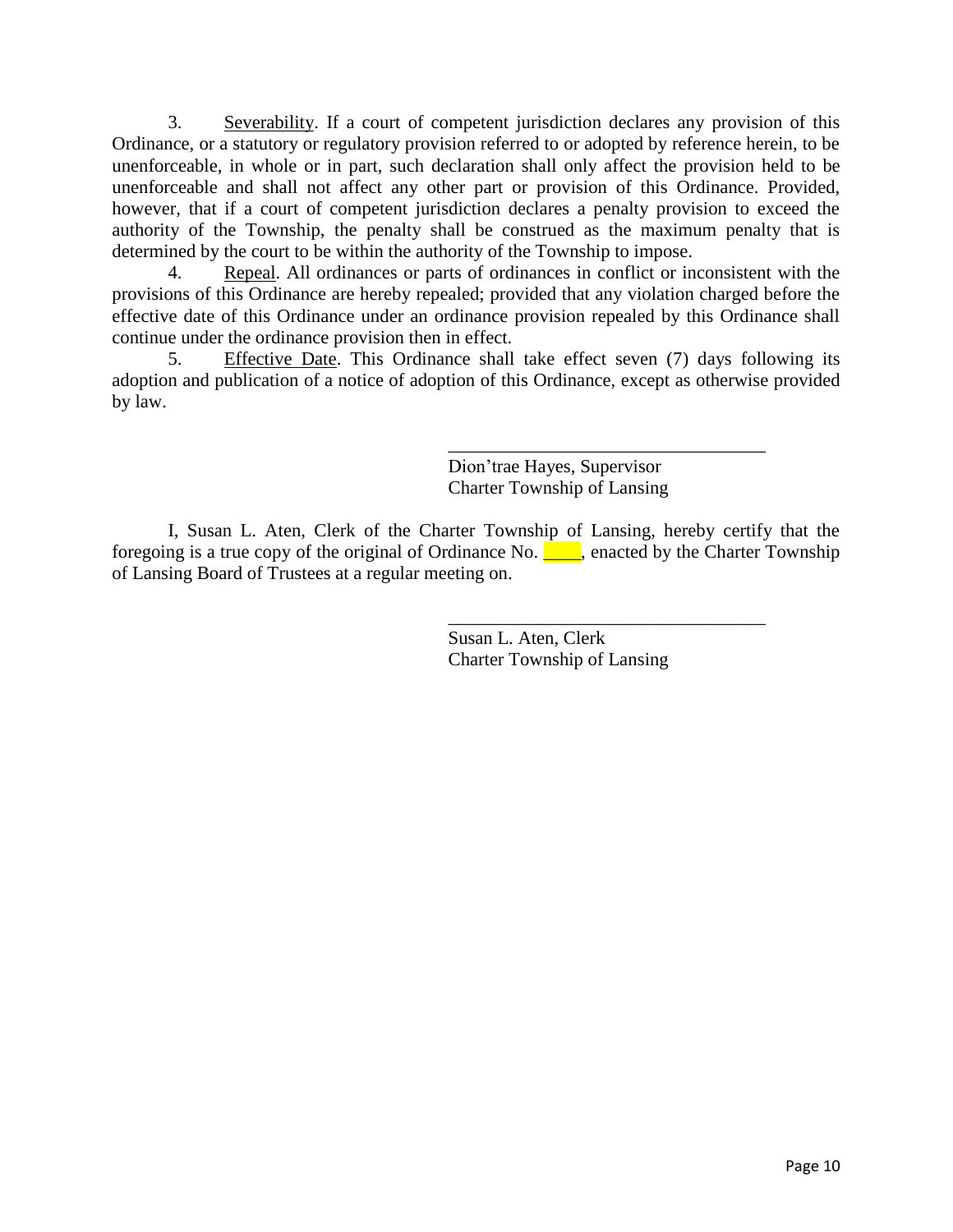3. Severability. If a court of competent jurisdiction declares any provision of this Ordinance, or a statutory or regulatory provision referred to or adopted by reference herein, to be unenforceable, in whole or in part, such declaration shall only affect the provision held to be unenforceable and shall not affect any other part or provision of this Ordinance. Provided, however, that if a court of competent jurisdiction declares a penalty provision to exceed the authority of the Township, the penalty shall be construed as the maximum penalty that is determined by the court to be within the authority of the Township to impose.

4. Repeal. All ordinances or parts of ordinances in conflict or inconsistent with the provisions of this Ordinance are hereby repealed; provided that any violation charged before the effective date of this Ordinance under an ordinance provision repealed by this Ordinance shall continue under the ordinance provision then in effect.

5. Effective Date. This Ordinance shall take effect seven (7) days following its adoption and publication of a notice of adoption of this Ordinance, except as otherwise provided by law.

\_\_\_\_\_\_\_\_\_\_\_\_\_\_\_\_\_\_\_\_\_\_\_\_\_\_\_\_\_\_\_\_\_\_\_

Dion'trae Hayes, Supervisor
Charter Township of Lansing

I, Susan L. Aten, Clerk of the Charter Township of Lansing, hereby certify that the foregoing is a true copy of the original of Ordinance No. \_\_\_\_, enacted by the Charter Township of Lansing Board of Trustees at a regular meeting on.

\_\_\_\_\_\_\_\_\_\_\_\_\_\_\_\_\_\_\_\_\_\_\_\_\_\_\_\_\_\_\_\_\_\_\_

Susan L. Aten, Clerk
Charter Township of Lansing